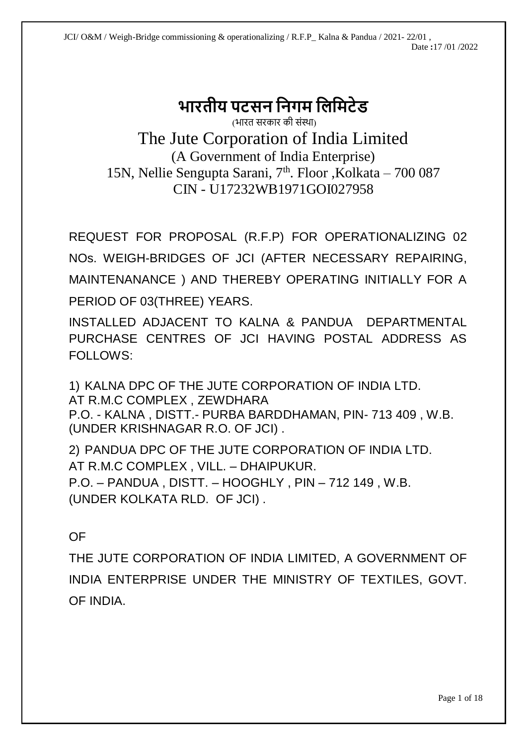JCI/ O&M / Weigh-Bridge commissioning & operationalizing / R.F.P_ Kalna & Pandua / 2021- 22/01 ,
Date :17 /01 /2022

# भारतीय पटसन निगम लिमिटेड

(भारत सरकार की संस्था)

# The Jute Corporation of India Limited

(A Government of India Enterprise)
15N, Nellie Sengupta Sarani, 7th. Floor ,Kolkata – 700 087
CIN - U17232WB1971GOI027958

REQUEST FOR PROPOSAL (R.F.P) FOR OPERATIONALIZING 02 NOs. WEIGH-BRIDGES OF JCI (AFTER NECESSARY REPAIRING, MAINTENANANCE ) AND THEREBY OPERATING INITIALLY FOR A PERIOD OF 03(THREE) YEARS.

INSTALLED ADJACENT TO KALNA & PANDUA DEPARTMENTAL PURCHASE CENTRES OF JCI HAVING POSTAL ADDRESS AS FOLLOWS:

1) KALNA DPC OF THE JUTE CORPORATION OF INDIA LTD.
AT R.M.C COMPLEX , ZEWDHARA
P.O. - KALNA , DISTT.- PURBA BARDDHAMAN, PIN- 713 409 , W.B.
(UNDER KRISHNAGAR R.O. OF JCI) .

2) PANDUA DPC OF THE JUTE CORPORATION OF INDIA LTD.
AT R.M.C COMPLEX , VILL. – DHAIPUKUR.
P.O. – PANDUA , DISTT. – HOOGHLY , PIN – 712 149 , W.B.
(UNDER KOLKATA RLD. OF JCI) .

OF

THE JUTE CORPORATION OF INDIA LIMITED, A GOVERNMENT OF INDIA ENTERPRISE UNDER THE MINISTRY OF TEXTILES, GOVT. OF INDIA.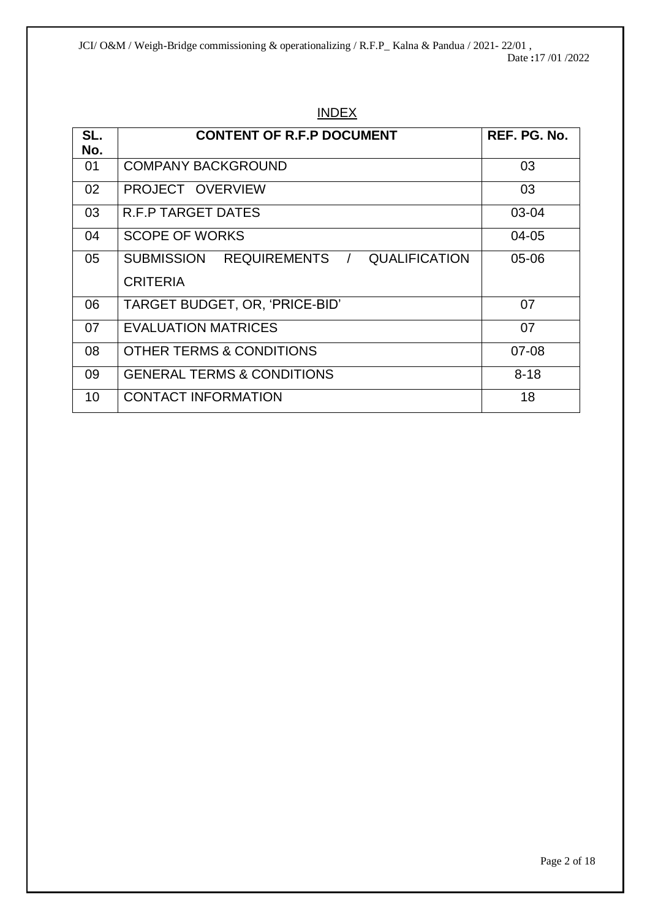## INDEX

| SL. No. | CONTENT OF R.F.P DOCUMENT | REF. PG. No. |
|---|---|---|
| 01 | COMPANY BACKGROUND | 03 |
| 02 | PROJECT OVERVIEW | 03 |
| 03 | R.F.P TARGET DATES | 03-04 |
| 04 | SCOPE OF WORKS | 04-05 |
| 05 | SUBMISSION REQUIREMENTS / QUALIFICATION CRITERIA | 05-06 |
| 06 | TARGET BUDGET, OR, 'PRICE-BID' | 07 |
| 07 | EVALUATION MATRICES | 07 |
| 08 | OTHER TERMS & CONDITIONS | 07-08 |
| 09 | GENERAL TERMS & CONDITIONS | 8-18 |
| 10 | CONTACT INFORMATION | 18 |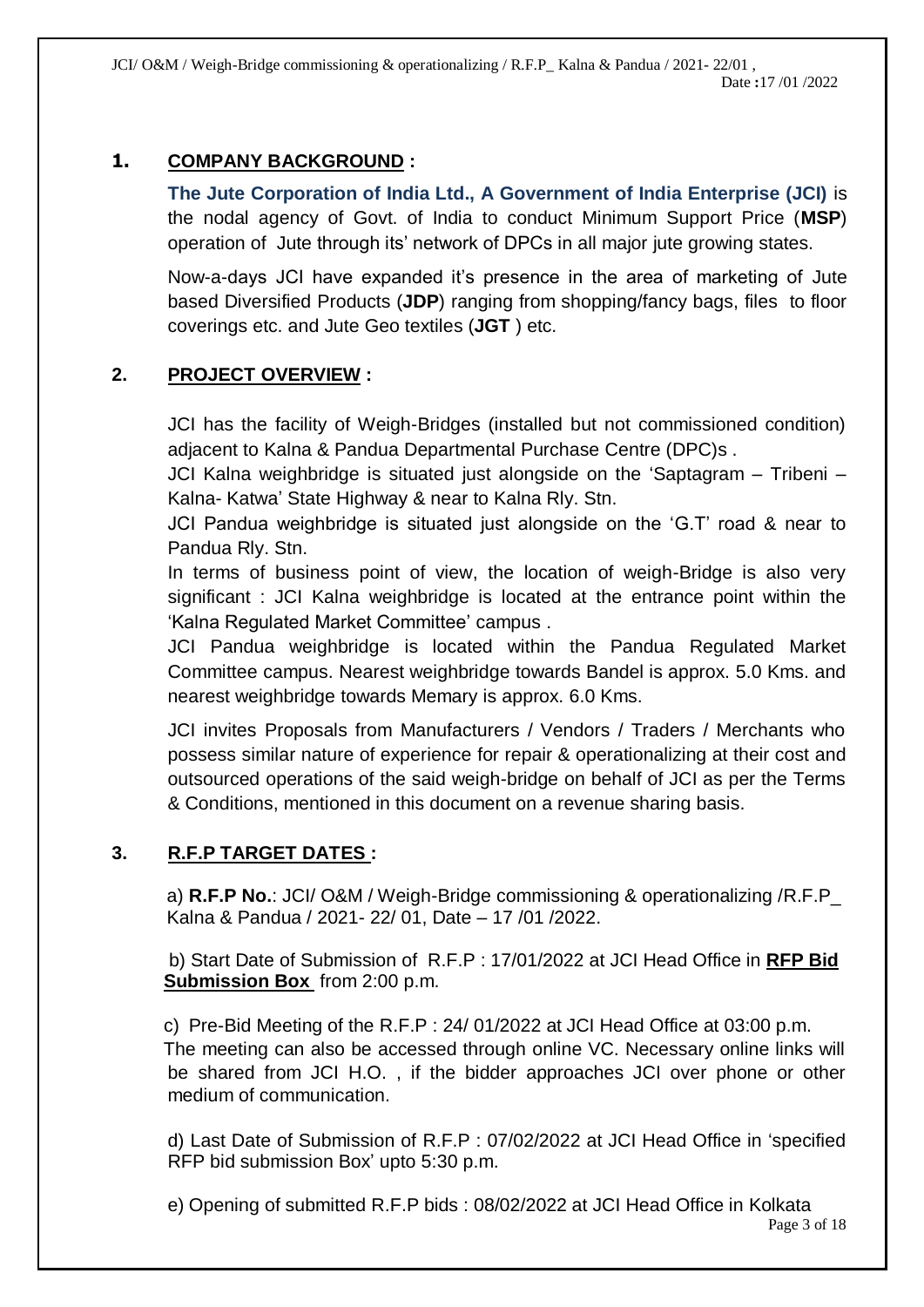## 1. COMPANY BACKGROUND :

**The Jute Corporation of India Ltd., A Government of India Enterprise (JCI)** is the nodal agency of Govt. of India to conduct Minimum Support Price (**MSP**) operation of Jute through its' network of DPCs in all major jute growing states.

Now-a-days JCI have expanded it's presence in the area of marketing of Jute based Diversified Products (**JDP**) ranging from shopping/fancy bags, files to floor coverings etc. and Jute Geo textiles (**JGT** ) etc.

## 2. PROJECT OVERVIEW :

JCI has the facility of Weigh-Bridges (installed but not commissioned condition) adjacent to Kalna & Pandua Departmental Purchase Centre (DPC)s .

JCI Kalna weighbridge is situated just alongside on the 'Saptagram – Tribeni – Kalna- Katwa' State Highway & near to Kalna Rly. Stn.

JCI Pandua weighbridge is situated just alongside on the 'G.T' road & near to Pandua Rly. Stn.

In terms of business point of view, the location of weigh-Bridge is also very significant : JCI Kalna weighbridge is located at the entrance point within the 'Kalna Regulated Market Committee' campus .

JCI Pandua weighbridge is located within the Pandua Regulated Market Committee campus. Nearest weighbridge towards Bandel is approx. 5.0 Kms. and nearest weighbridge towards Memary is approx. 6.0 Kms.

JCI invites Proposals from Manufacturers / Vendors / Traders / Merchants who possess similar nature of experience for repair & operationalizing at their cost and outsourced operations of the said weigh-bridge on behalf of JCI as per the Terms & Conditions, mentioned in this document on a revenue sharing basis.

## 3. R.F.P TARGET DATES :

a) **R.F.P No.**: JCI/ O&M / Weigh-Bridge commissioning & operationalizing /R.F.P_ Kalna & Pandua / 2021- 22/ 01, Date – 17 /01 /2022.

b) Start Date of Submission of R.F.P : 17/01/2022 at JCI Head Office in **RFP Bid Submission Box** from 2:00 p.m.

c) Pre-Bid Meeting of the R.F.P : 24/ 01/2022 at JCI Head Office at 03:00 p.m. The meeting can also be accessed through online VC. Necessary online links will be shared from JCI H.O. , if the bidder approaches JCI over phone or other medium of communication.

d) Last Date of Submission of R.F.P : 07/02/2022 at JCI Head Office in 'specified RFP bid submission Box' upto 5:30 p.m.

e) Opening of submitted R.F.P bids : 08/02/2022 at JCI Head Office in Kolkata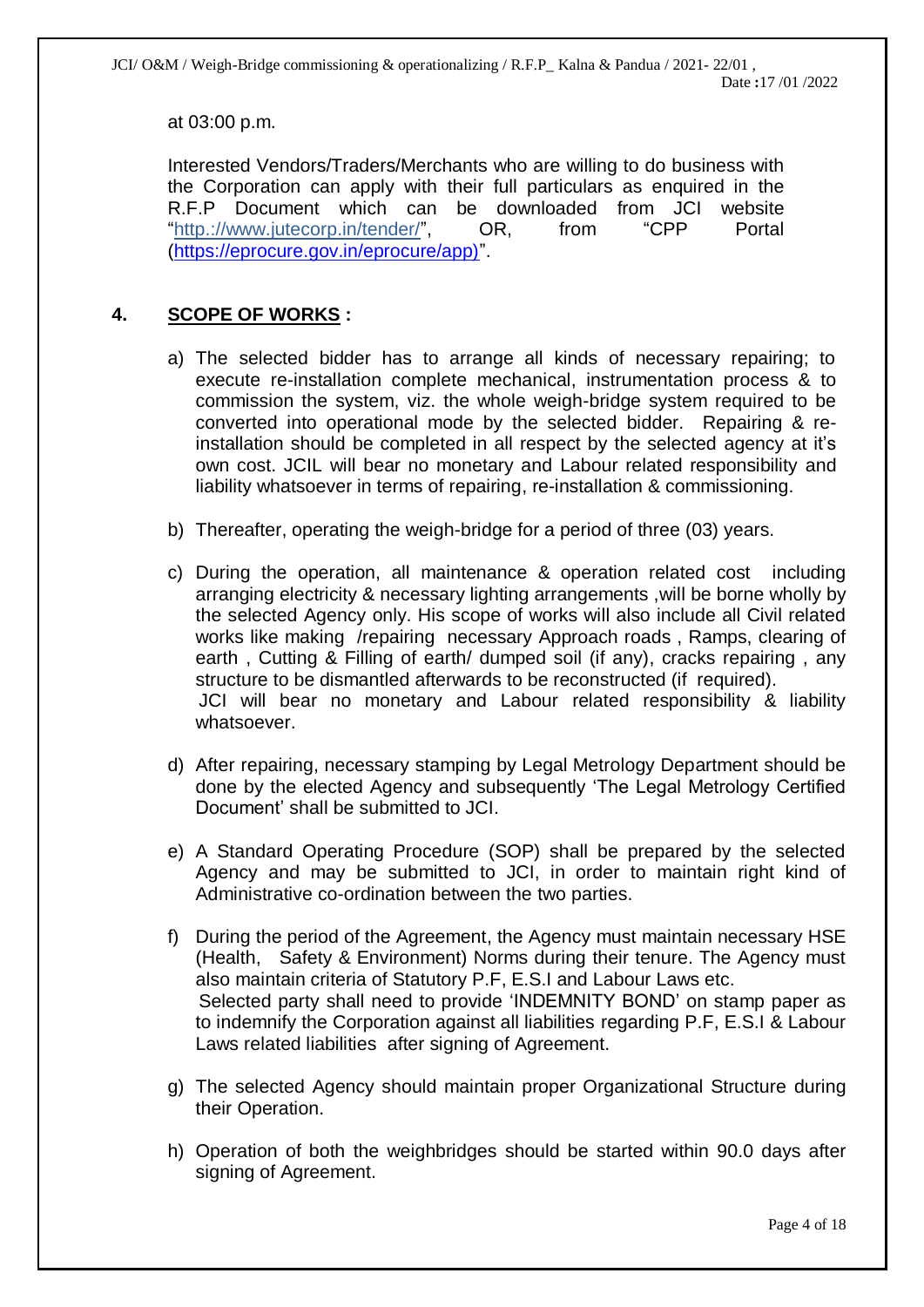at 03:00 p.m.

Interested Vendors/Traders/Merchants who are willing to do business with the Corporation can apply with their full particulars as enquired in the R.F.P Document which can be downloaded from JCI website "http.://www.jutecorp.in/tender/", OR, from "CPP Portal (https://eprocure.gov.in/eprocure/app)".

## 4. SCOPE OF WORKS :

a) The selected bidder has to arrange all kinds of necessary repairing; to execute re-installation complete mechanical, instrumentation process & to commission the system, viz. the whole weigh-bridge system required to be converted into operational mode by the selected bidder. Repairing & re-installation should be completed in all respect by the selected agency at it's own cost. JCIL will bear no monetary and Labour related responsibility and liability whatsoever in terms of repairing, re-installation & commissioning.

b) Thereafter, operating the weigh-bridge for a period of three (03) years.

c) During the operation, all maintenance & operation related cost including arranging electricity & necessary lighting arrangements ,will be borne wholly by the selected Agency only. His scope of works will also include all Civil related works like making /repairing necessary Approach roads , Ramps, clearing of earth , Cutting & Filling of earth/ dumped soil (if any), cracks repairing , any structure to be dismantled afterwards to be reconstructed (if required).
JCI will bear no monetary and Labour related responsibility & liability whatsoever.

d) After repairing, necessary stamping by Legal Metrology Department should be done by the elected Agency and subsequently 'The Legal Metrology Certified Document' shall be submitted to JCI.

e) A Standard Operating Procedure (SOP) shall be prepared by the selected Agency and may be submitted to JCI, in order to maintain right kind of Administrative co-ordination between the two parties.

f) During the period of the Agreement, the Agency must maintain necessary HSE (Health, Safety & Environment) Norms during their tenure. The Agency must also maintain criteria of Statutory P.F, E.S.I and Labour Laws etc.
Selected party shall need to provide 'INDEMNITY BOND' on stamp paper as to indemnify the Corporation against all liabilities regarding P.F, E.S.I & Labour Laws related liabilities after signing of Agreement.

g) The selected Agency should maintain proper Organizational Structure during their Operation.

h) Operation of both the weighbridges should be started within 90.0 days after signing of Agreement.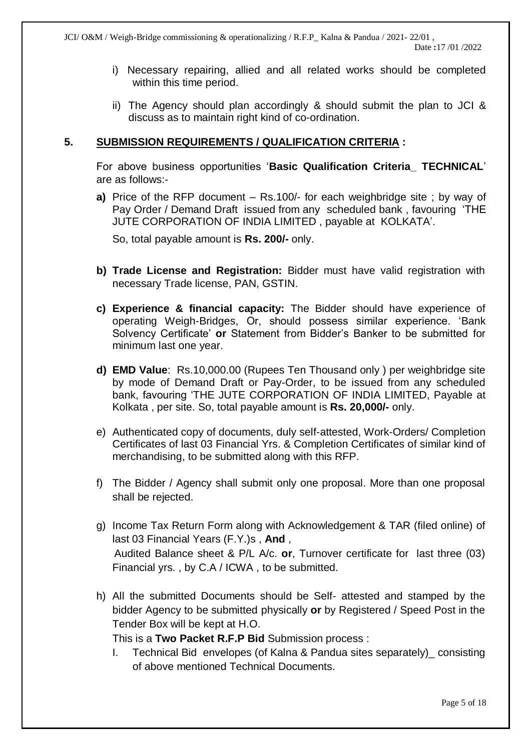i) Necessary repairing, allied and all related works should be completed within this time period.

ii) The Agency should plan accordingly & should submit the plan to JCI & discuss as to maintain right kind of co-ordination.

## 5. SUBMISSION REQUIREMENTS / QUALIFICATION CRITERIA :

For above business opportunities '**Basic Qualification Criteria_ TECHNICAL**' are as follows:-

**a)** Price of the RFP document – Rs.100/- for each weighbridge site ; by way of Pay Order / Demand Draft issued from any scheduled bank , favouring 'THE JUTE CORPORATION OF INDIA LIMITED , payable at KOLKATA'.

So, total payable amount is **Rs. 200/-** only.

**b) Trade License and Registration:** Bidder must have valid registration with necessary Trade license, PAN, GSTIN.

**c) Experience & financial capacity:** The Bidder should have experience of operating Weigh-Bridges, Or, should possess similar experience. 'Bank Solvency Certificate' **or** Statement from Bidder's Banker to be submitted for minimum last one year.

**d) EMD Value**: Rs.10,000.00 (Rupees Ten Thousand only ) per weighbridge site by mode of Demand Draft or Pay-Order, to be issued from any scheduled bank, favouring 'THE JUTE CORPORATION OF INDIA LIMITED, Payable at Kolkata , per site. So, total payable amount is **Rs. 20,000/-** only.

e) Authenticated copy of documents, duly self-attested, Work-Orders/ Completion Certificates of last 03 Financial Yrs. & Completion Certificates of similar kind of merchandising, to be submitted along with this RFP.

f) The Bidder / Agency shall submit only one proposal. More than one proposal shall be rejected.

g) Income Tax Return Form along with Acknowledgement & TAR (filed online) of last 03 Financial Years (F.Y.)s , **And** ,
Audited Balance sheet & P/L A/c. **or**, Turnover certificate for last three (03) Financial yrs. , by C.A / ICWA , to be submitted.

h) All the submitted Documents should be Self- attested and stamped by the bidder Agency to be submitted physically **or** by Registered / Speed Post in the Tender Box will be kept at H.O.

This is a **Two Packet R.F.P Bid** Submission process :

I. Technical Bid envelopes (of Kalna & Pandua sites separately)_ consisting of above mentioned Technical Documents.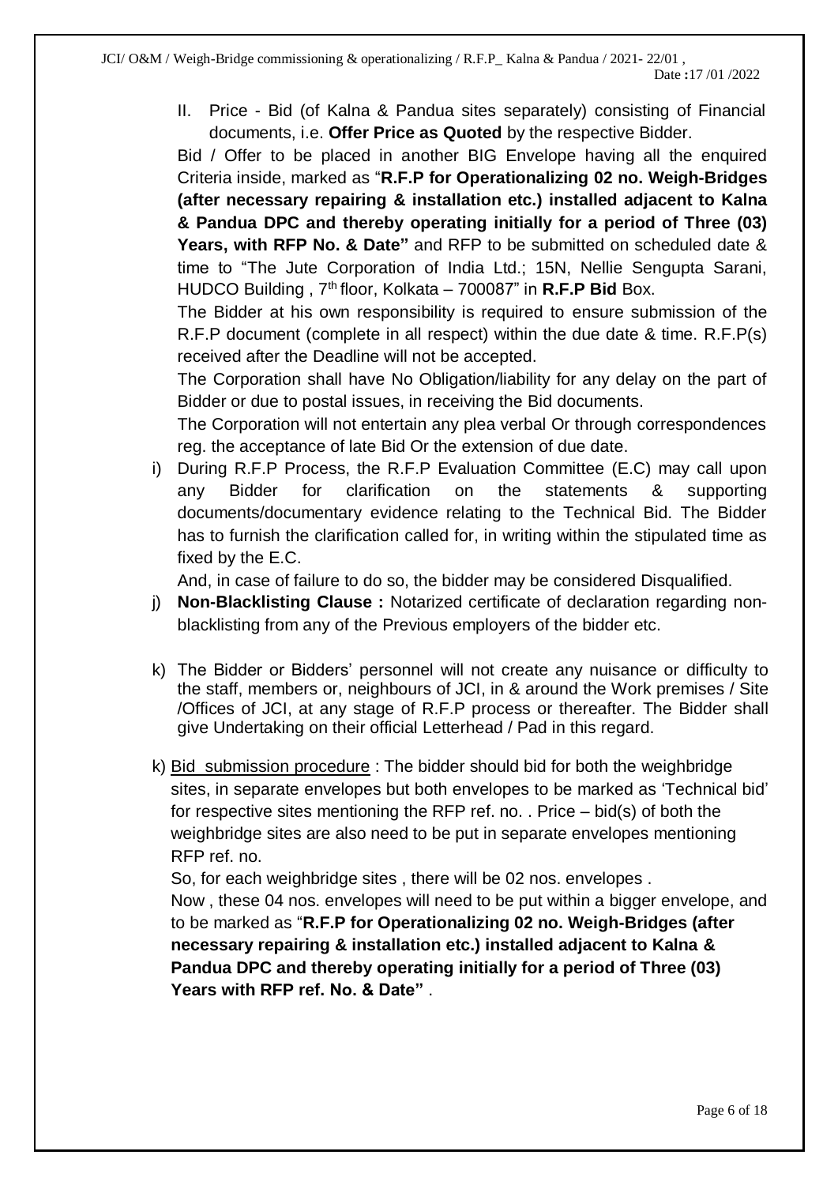II. Price - Bid (of Kalna & Pandua sites separately) consisting of Financial documents, i.e. **Offer Price as Quoted** by the respective Bidder.

Bid / Offer to be placed in another BIG Envelope having all the enquired Criteria inside, marked as "**R.F.P for Operationalizing 02 no. Weigh-Bridges (after necessary repairing & installation etc.) installed adjacent to Kalna & Pandua DPC and thereby operating initially for a period of Three (03) Years, with RFP No. & Date"** and RFP to be submitted on scheduled date & time to "The Jute Corporation of India Ltd.; 15N, Nellie Sengupta Sarani, HUDCO Building , 7th floor, Kolkata – 700087" in **R.F.P Bid** Box.

The Bidder at his own responsibility is required to ensure submission of the R.F.P document (complete in all respect) within the due date & time. R.F.P(s) received after the Deadline will not be accepted.

The Corporation shall have No Obligation/liability for any delay on the part of Bidder or due to postal issues, in receiving the Bid documents.

The Corporation will not entertain any plea verbal Or through correspondences reg. the acceptance of late Bid Or the extension of due date.

i) During R.F.P Process, the R.F.P Evaluation Committee (E.C) may call upon any Bidder for clarification on the statements & supporting documents/documentary evidence relating to the Technical Bid. The Bidder has to furnish the clarification called for, in writing within the stipulated time as fixed by the E.C.

   And, in case of failure to do so, the bidder may be considered Disqualified.

j) **Non-Blacklisting Clause :** Notarized certificate of declaration regarding non-blacklisting from any of the Previous employers of the bidder etc.

k) The Bidder or Bidders' personnel will not create any nuisance or difficulty to the staff, members or, neighbours of JCI, in & around the Work premises / Site /Offices of JCI, at any stage of R.F.P process or thereafter. The Bidder shall give Undertaking on their official Letterhead / Pad in this regard.

k) Bid submission procedure : The bidder should bid for both the weighbridge sites, in separate envelopes but both envelopes to be marked as 'Technical bid' for respective sites mentioning the RFP ref. no. . Price – bid(s) of both the weighbridge sites are also need to be put in separate envelopes mentioning RFP ref. no.

   So, for each weighbridge sites , there will be 02 nos. envelopes .

   Now , these 04 nos. envelopes will need to be put within a bigger envelope, and to be marked as "**R.F.P for Operationalizing 02 no. Weigh-Bridges (after necessary repairing & installation etc.) installed adjacent to Kalna & Pandua DPC and thereby operating initially for a period of Three (03) Years with RFP ref. No. & Date"** .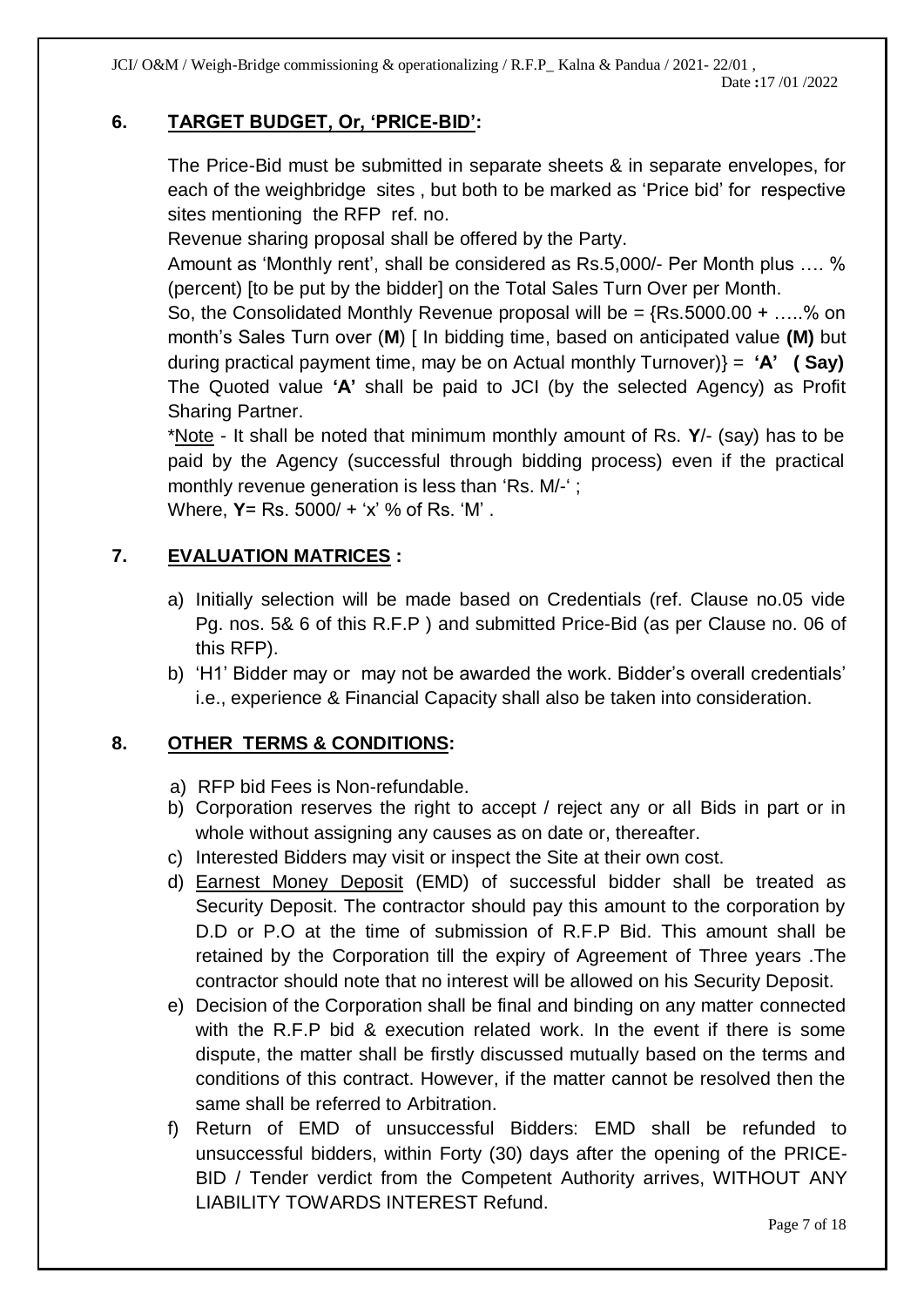## 6. TARGET BUDGET, Or, 'PRICE-BID':

The Price-Bid must be submitted in separate sheets & in separate envelopes, for each of the weighbridge sites , but both to be marked as 'Price bid' for respective sites mentioning the RFP ref. no.

Revenue sharing proposal shall be offered by the Party.

Amount as 'Monthly rent', shall be considered as Rs.5,000/- Per Month plus …. % (percent) [to be put by the bidder] on the Total Sales Turn Over per Month.

So, the Consolidated Monthly Revenue proposal will be = {Rs.5000.00 + …..% on month's Sales Turn over (**M**) [ In bidding time, based on anticipated value **(M)** but during practical payment time, may be on Actual monthly Turnover)} = **'A' ( Say)**

The Quoted value **'A'** shall be paid to JCI (by the selected Agency) as Profit Sharing Partner.

*Note - It shall be noted that minimum monthly amount of Rs. **Y**/- (say) has to be paid by the Agency (successful through bidding process) even if the practical monthly revenue generation is less than 'Rs. M/-' ;

Where, **Y**= Rs. 5000/ + 'x' % of Rs. 'M' .

## 7. EVALUATION MATRICES :

a) Initially selection will be made based on Credentials (ref. Clause no.05 vide Pg. nos. 5& 6 of this R.F.P ) and submitted Price-Bid (as per Clause no. 06 of this RFP).

b) 'H1' Bidder may or may not be awarded the work. Bidder's overall credentials' i.e., experience & Financial Capacity shall also be taken into consideration.

## 8. OTHER TERMS & CONDITIONS:

a) RFP bid Fees is Non-refundable.

b) Corporation reserves the right to accept / reject any or all Bids in part or in whole without assigning any causes as on date or, thereafter.

c) Interested Bidders may visit or inspect the Site at their own cost.

d) Earnest Money Deposit (EMD) of successful bidder shall be treated as Security Deposit. The contractor should pay this amount to the corporation by D.D or P.O at the time of submission of R.F.P Bid. This amount shall be retained by the Corporation till the expiry of Agreement of Three years .The contractor should note that no interest will be allowed on his Security Deposit.

e) Decision of the Corporation shall be final and binding on any matter connected with the R.F.P bid & execution related work. In the event if there is some dispute, the matter shall be firstly discussed mutually based on the terms and conditions of this contract. However, if the matter cannot be resolved then the same shall be referred to Arbitration.

f) Return of EMD of unsuccessful Bidders: EMD shall be refunded to unsuccessful bidders, within Forty (30) days after the opening of the PRICE-BID / Tender verdict from the Competent Authority arrives, WITHOUT ANY LIABILITY TOWARDS INTEREST Refund.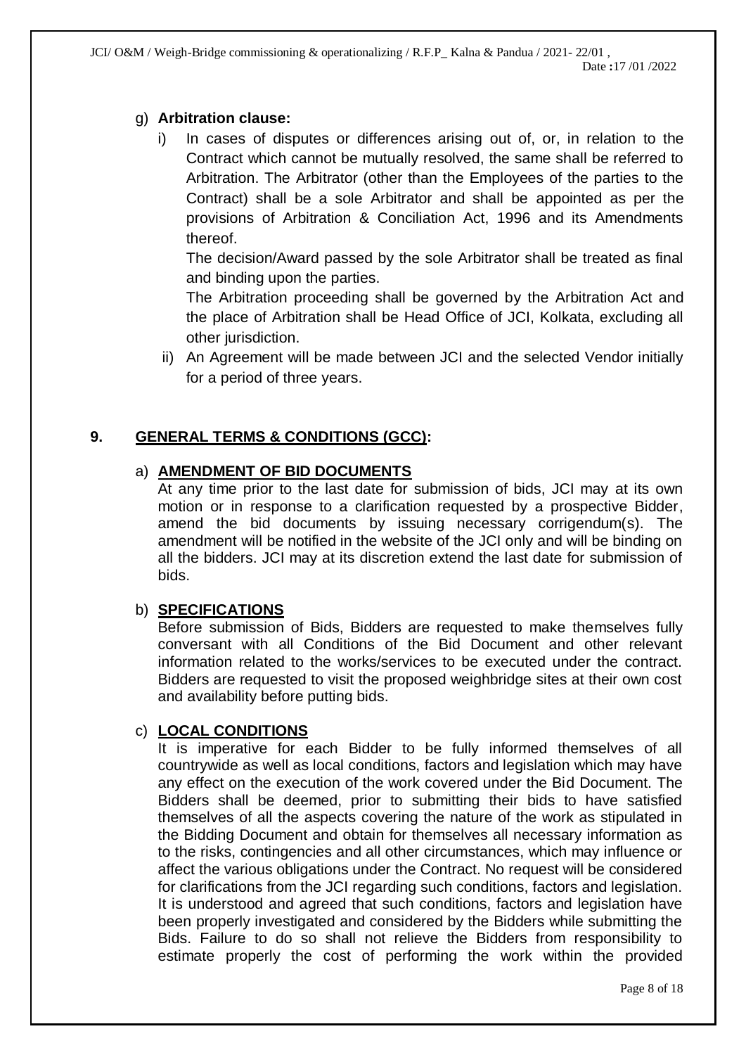g) **Arbitration clause:**

   i) In cases of disputes or differences arising out of, or, in relation to the Contract which cannot be mutually resolved, the same shall be referred to Arbitration. The Arbitrator (other than the Employees of the parties to the Contract) shall be a sole Arbitrator and shall be appointed as per the provisions of Arbitration & Conciliation Act, 1996 and its Amendments thereof.

   The decision/Award passed by the sole Arbitrator shall be treated as final and binding upon the parties.

   The Arbitration proceeding shall be governed by the Arbitration Act and the place of Arbitration shall be Head Office of JCI, Kolkata, excluding all other jurisdiction.

   ii) An Agreement will be made between JCI and the selected Vendor initially for a period of three years.

## 9. GENERAL TERMS & CONDITIONS (GCC):

a) **AMENDMENT OF BID DOCUMENTS**

At any time prior to the last date for submission of bids, JCI may at its own motion or in response to a clarification requested by a prospective Bidder, amend the bid documents by issuing necessary corrigendum(s). The amendment will be notified in the website of the JCI only and will be binding on all the bidders. JCI may at its discretion extend the last date for submission of bids.

b) **SPECIFICATIONS**

Before submission of Bids, Bidders are requested to make themselves fully conversant with all Conditions of the Bid Document and other relevant information related to the works/services to be executed under the contract. Bidders are requested to visit the proposed weighbridge sites at their own cost and availability before putting bids.

c) **LOCAL CONDITIONS**

It is imperative for each Bidder to be fully informed themselves of all countrywide as well as local conditions, factors and legislation which may have any effect on the execution of the work covered under the Bid Document. The Bidders shall be deemed, prior to submitting their bids to have satisfied themselves of all the aspects covering the nature of the work as stipulated in the Bidding Document and obtain for themselves all necessary information as to the risks, contingencies and all other circumstances, which may influence or affect the various obligations under the Contract. No request will be considered for clarifications from the JCI regarding such conditions, factors and legislation. It is understood and agreed that such conditions, factors and legislation have been properly investigated and considered by the Bidders while submitting the Bids. Failure to do so shall not relieve the Bidders from responsibility to estimate properly the cost of performing the work within the provided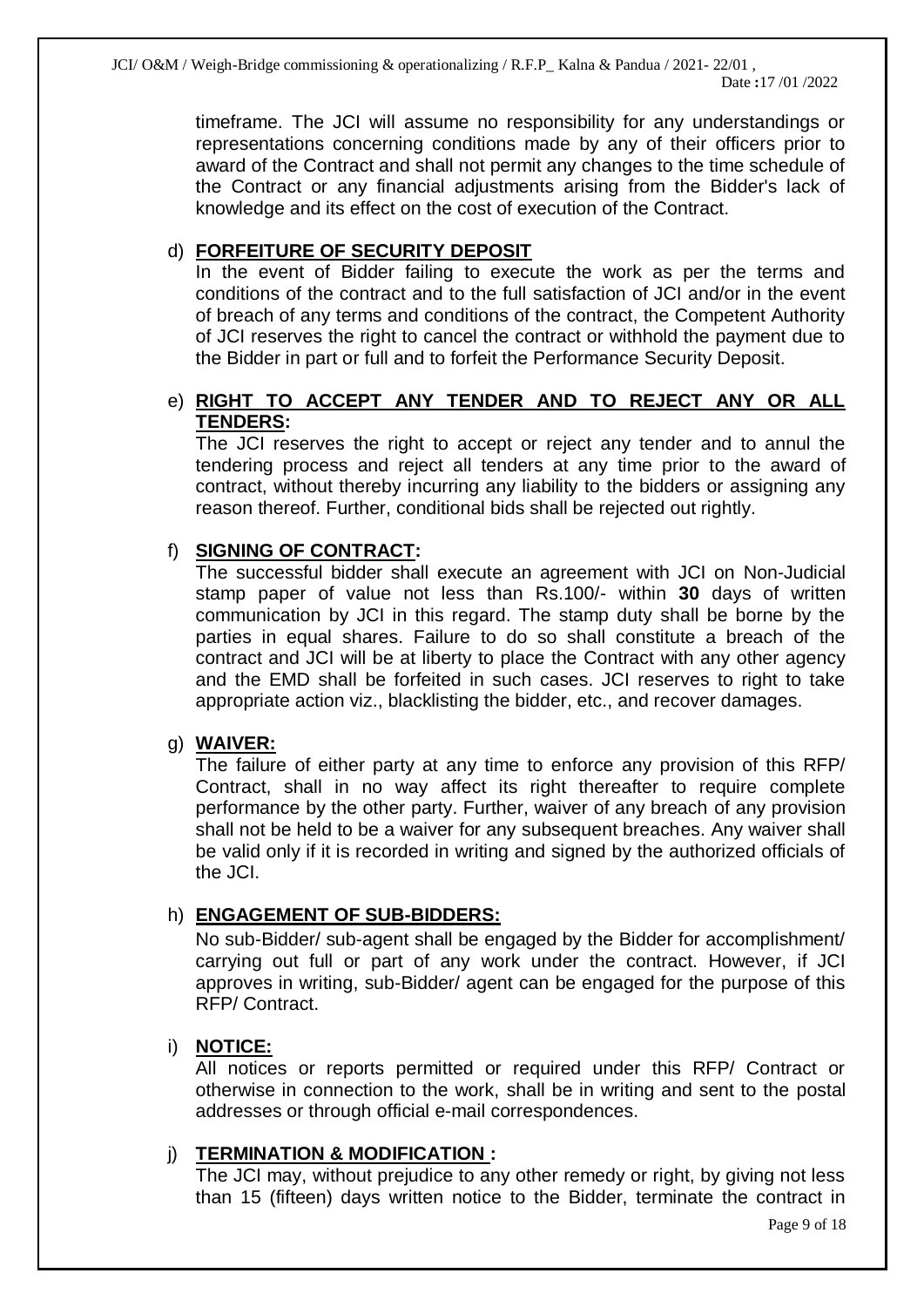timeframe. The JCI will assume no responsibility for any understandings or representations concerning conditions made by any of their officers prior to award of the Contract and shall not permit any changes to the time schedule of the Contract or any financial adjustments arising from the Bidder's lack of knowledge and its effect on the cost of execution of the Contract.

d) **FORFEITURE OF SECURITY DEPOSIT**

In the event of Bidder failing to execute the work as per the terms and conditions of the contract and to the full satisfaction of JCI and/or in the event of breach of any terms and conditions of the contract, the Competent Authority of JCI reserves the right to cancel the contract or withhold the payment due to the Bidder in part or full and to forfeit the Performance Security Deposit.

e) **RIGHT TO ACCEPT ANY TENDER AND TO REJECT ANY OR ALL TENDERS:**

The JCI reserves the right to accept or reject any tender and to annul the tendering process and reject all tenders at any time prior to the award of contract, without thereby incurring any liability to the bidders or assigning any reason thereof. Further, conditional bids shall be rejected out rightly.

f) **SIGNING OF CONTRACT:**

The successful bidder shall execute an agreement with JCI on Non-Judicial stamp paper of value not less than Rs.100/- within **30** days of written communication by JCI in this regard. The stamp duty shall be borne by the parties in equal shares. Failure to do so shall constitute a breach of the contract and JCI will be at liberty to place the Contract with any other agency and the EMD shall be forfeited in such cases. JCI reserves to right to take appropriate action viz., blacklisting the bidder, etc., and recover damages.

g) **WAIVER:**

The failure of either party at any time to enforce any provision of this RFP/ Contract, shall in no way affect its right thereafter to require complete performance by the other party. Further, waiver of any breach of any provision shall not be held to be a waiver for any subsequent breaches. Any waiver shall be valid only if it is recorded in writing and signed by the authorized officials of the JCI.

h) **ENGAGEMENT OF SUB-BIDDERS:**

No sub-Bidder/ sub-agent shall be engaged by the Bidder for accomplishment/ carrying out full or part of any work under the contract. However, if JCI approves in writing, sub-Bidder/ agent can be engaged for the purpose of this RFP/ Contract.

i) **NOTICE:**

All notices or reports permitted or required under this RFP/ Contract or otherwise in connection to the work, shall be in writing and sent to the postal addresses or through official e-mail correspondences.

j) **TERMINATION & MODIFICATION :**

The JCI may, without prejudice to any other remedy or right, by giving not less than 15 (fifteen) days written notice to the Bidder, terminate the contract in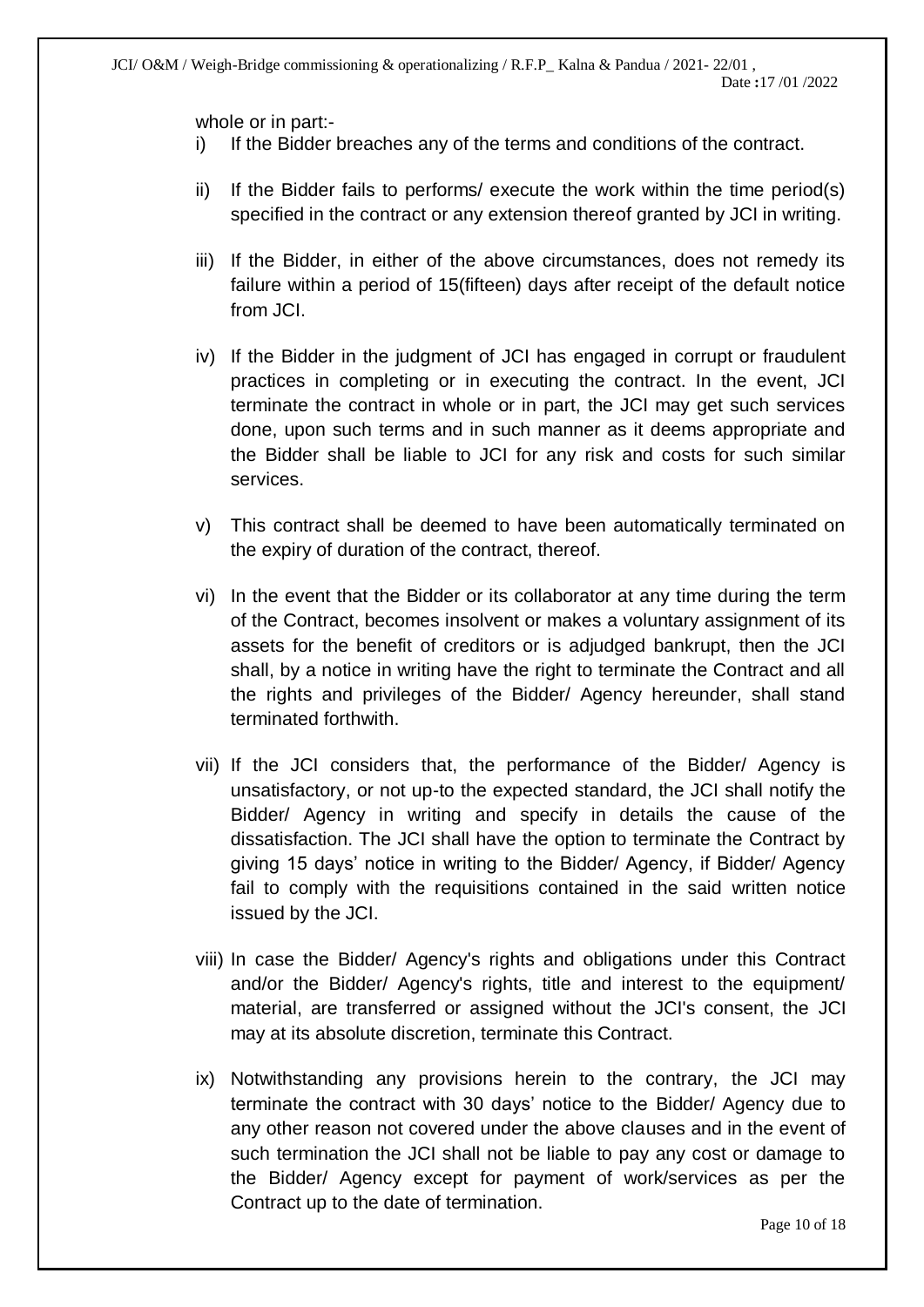whole or in part:-

i) If the Bidder breaches any of the terms and conditions of the contract.

ii) If the Bidder fails to performs/ execute the work within the time period(s) specified in the contract or any extension thereof granted by JCI in writing.

iii) If the Bidder, in either of the above circumstances, does not remedy its failure within a period of 15(fifteen) days after receipt of the default notice from JCI.

iv) If the Bidder in the judgment of JCI has engaged in corrupt or fraudulent practices in completing or in executing the contract. In the event, JCI terminate the contract in whole or in part, the JCI may get such services done, upon such terms and in such manner as it deems appropriate and the Bidder shall be liable to JCI for any risk and costs for such similar services.

v) This contract shall be deemed to have been automatically terminated on the expiry of duration of the contract, thereof.

vi) In the event that the Bidder or its collaborator at any time during the term of the Contract, becomes insolvent or makes a voluntary assignment of its assets for the benefit of creditors or is adjudged bankrupt, then the JCI shall, by a notice in writing have the right to terminate the Contract and all the rights and privileges of the Bidder/ Agency hereunder, shall stand terminated forthwith.

vii) If the JCI considers that, the performance of the Bidder/ Agency is unsatisfactory, or not up-to the expected standard, the JCI shall notify the Bidder/ Agency in writing and specify in details the cause of the dissatisfaction. The JCI shall have the option to terminate the Contract by giving 15 days' notice in writing to the Bidder/ Agency, if Bidder/ Agency fail to comply with the requisitions contained in the said written notice issued by the JCI.

viii) In case the Bidder/ Agency's rights and obligations under this Contract and/or the Bidder/ Agency's rights, title and interest to the equipment/ material, are transferred or assigned without the JCI's consent, the JCI may at its absolute discretion, terminate this Contract.

ix) Notwithstanding any provisions herein to the contrary, the JCI may terminate the contract with 30 days' notice to the Bidder/ Agency due to any other reason not covered under the above clauses and in the event of such termination the JCI shall not be liable to pay any cost or damage to the Bidder/ Agency except for payment of work/services as per the Contract up to the date of termination.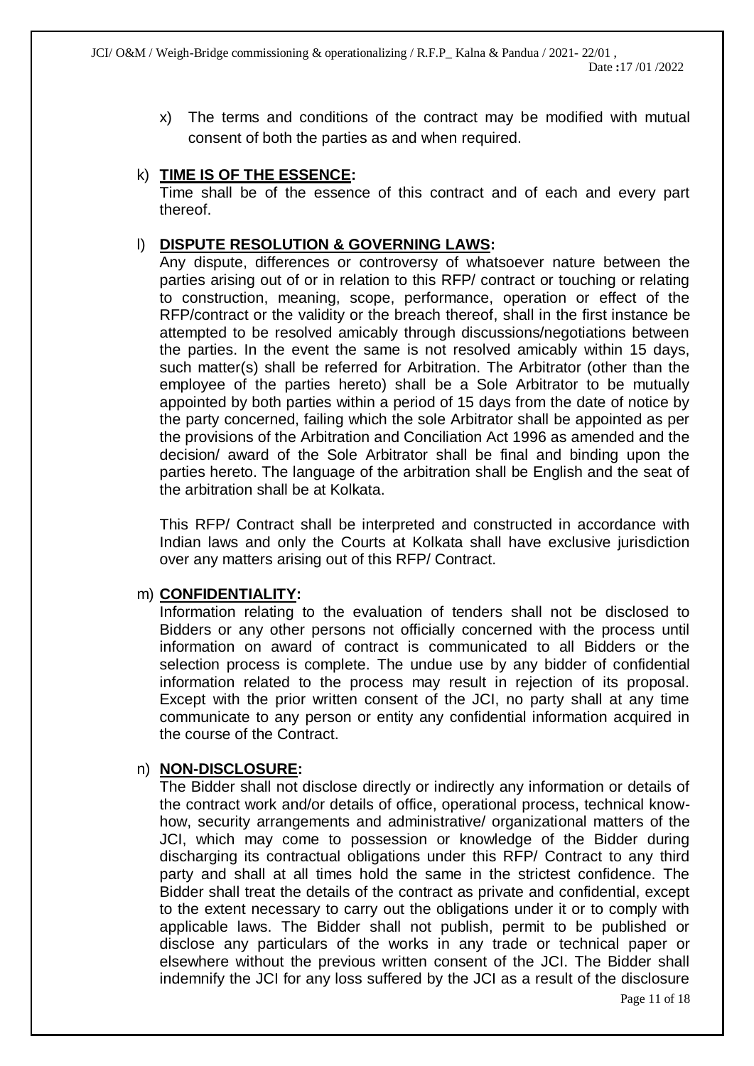x) The terms and conditions of the contract may be modified with mutual consent of both the parties as and when required.

k) **TIME IS OF THE ESSENCE:**

Time shall be of the essence of this contract and of each and every part thereof.

l) **DISPUTE RESOLUTION & GOVERNING LAWS:**

Any dispute, differences or controversy of whatsoever nature between the parties arising out of or in relation to this RFP/ contract or touching or relating to construction, meaning, scope, performance, operation or effect of the RFP/contract or the validity or the breach thereof, shall in the first instance be attempted to be resolved amicably through discussions/negotiations between the parties. In the event the same is not resolved amicably within 15 days, such matter(s) shall be referred for Arbitration. The Arbitrator (other than the employee of the parties hereto) shall be a Sole Arbitrator to be mutually appointed by both parties within a period of 15 days from the date of notice by the party concerned, failing which the sole Arbitrator shall be appointed as per the provisions of the Arbitration and Conciliation Act 1996 as amended and the decision/ award of the Sole Arbitrator shall be final and binding upon the parties hereto. The language of the arbitration shall be English and the seat of the arbitration shall be at Kolkata.

This RFP/ Contract shall be interpreted and constructed in accordance with Indian laws and only the Courts at Kolkata shall have exclusive jurisdiction over any matters arising out of this RFP/ Contract.

m) **CONFIDENTIALITY:**

Information relating to the evaluation of tenders shall not be disclosed to Bidders or any other persons not officially concerned with the process until information on award of contract is communicated to all Bidders or the selection process is complete. The undue use by any bidder of confidential information related to the process may result in rejection of its proposal. Except with the prior written consent of the JCI, no party shall at any time communicate to any person or entity any confidential information acquired in the course of the Contract.

n) **NON-DISCLOSURE:**

The Bidder shall not disclose directly or indirectly any information or details of the contract work and/or details of office, operational process, technical know-how, security arrangements and administrative/ organizational matters of the JCI, which may come to possession or knowledge of the Bidder during discharging its contractual obligations under this RFP/ Contract to any third party and shall at all times hold the same in the strictest confidence. The Bidder shall treat the details of the contract as private and confidential, except to the extent necessary to carry out the obligations under it or to comply with applicable laws. The Bidder shall not publish, permit to be published or disclose any particulars of the works in any trade or technical paper or elsewhere without the previous written consent of the JCI. The Bidder shall indemnify the JCI for any loss suffered by the JCI as a result of the disclosure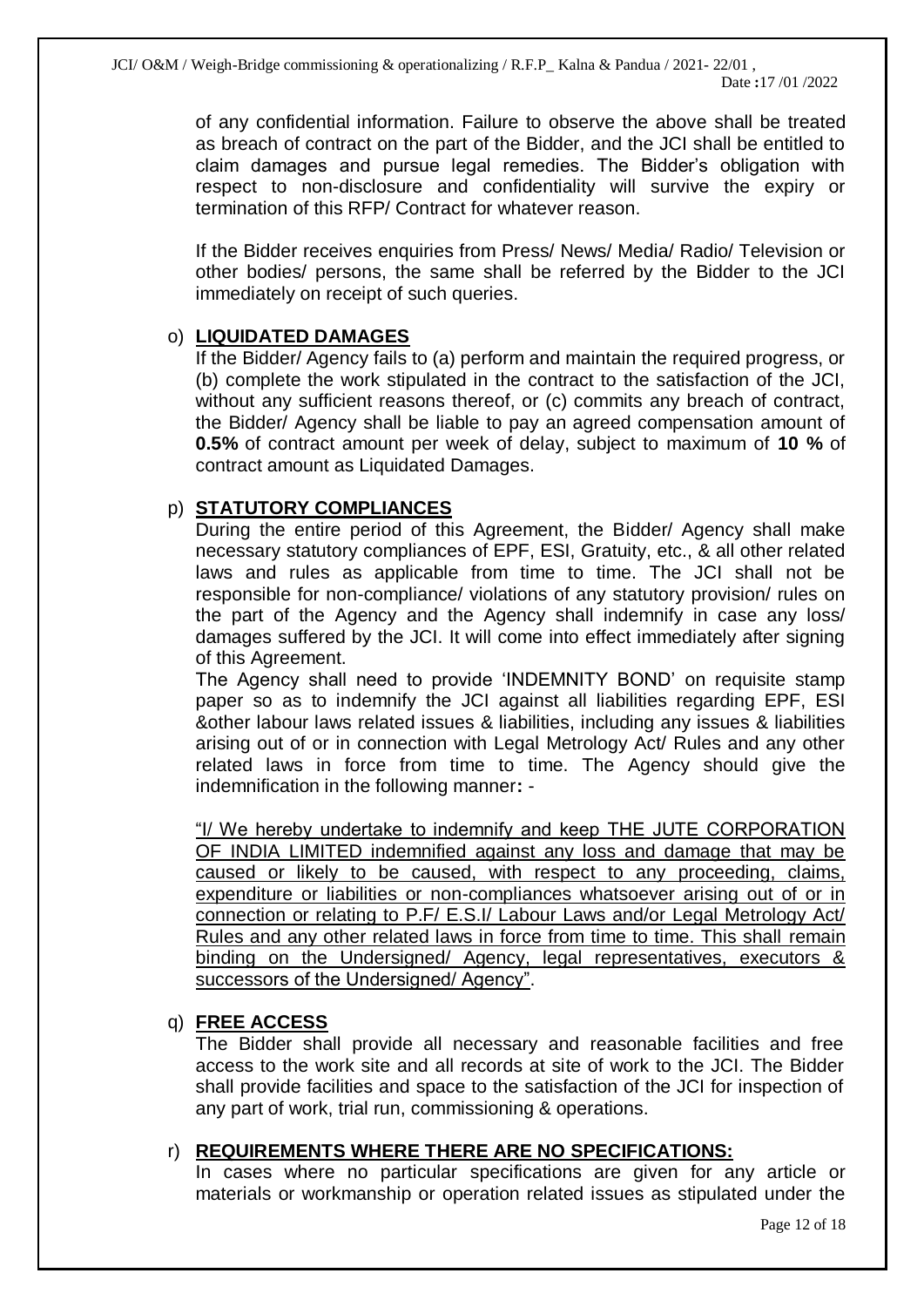of any confidential information. Failure to observe the above shall be treated as breach of contract on the part of the Bidder, and the JCI shall be entitled to claim damages and pursue legal remedies. The Bidder's obligation with respect to non-disclosure and confidentiality will survive the expiry or termination of this RFP/ Contract for whatever reason.

If the Bidder receives enquiries from Press/ News/ Media/ Radio/ Television or other bodies/ persons, the same shall be referred by the Bidder to the JCI immediately on receipt of such queries.

o) **LIQUIDATED DAMAGES**

If the Bidder/ Agency fails to (a) perform and maintain the required progress, or (b) complete the work stipulated in the contract to the satisfaction of the JCI, without any sufficient reasons thereof, or (c) commits any breach of contract, the Bidder/ Agency shall be liable to pay an agreed compensation amount of **0.5%** of contract amount per week of delay, subject to maximum of **10 %** of contract amount as Liquidated Damages.

p) **STATUTORY COMPLIANCES**

During the entire period of this Agreement, the Bidder/ Agency shall make necessary statutory compliances of EPF, ESI, Gratuity, etc., & all other related laws and rules as applicable from time to time. The JCI shall not be responsible for non-compliance/ violations of any statutory provision/ rules on the part of the Agency and the Agency shall indemnify in case any loss/ damages suffered by the JCI. It will come into effect immediately after signing of this Agreement.

The Agency shall need to provide 'INDEMNITY BOND' on requisite stamp paper so as to indemnify the JCI against all liabilities regarding EPF, ESI &other labour laws related issues & liabilities, including any issues & liabilities arising out of or in connection with Legal Metrology Act/ Rules and any other related laws in force from time to time. The Agency should give the indemnification in the following manner**:** -

"I/ We hereby undertake to indemnify and keep THE JUTE CORPORATION OF INDIA LIMITED indemnified against any loss and damage that may be caused or likely to be caused, with respect to any proceeding, claims, expenditure or liabilities or non-compliances whatsoever arising out of or in connection or relating to P.F/ E.S.I/ Labour Laws and/or Legal Metrology Act/ Rules and any other related laws in force from time to time. This shall remain binding on the Undersigned/ Agency, legal representatives, executors & successors of the Undersigned/ Agency".

q) **FREE ACCESS**

The Bidder shall provide all necessary and reasonable facilities and free access to the work site and all records at site of work to the JCI. The Bidder shall provide facilities and space to the satisfaction of the JCI for inspection of any part of work, trial run, commissioning & operations.

r) **REQUIREMENTS WHERE THERE ARE NO SPECIFICATIONS:**

In cases where no particular specifications are given for any article or materials or workmanship or operation related issues as stipulated under the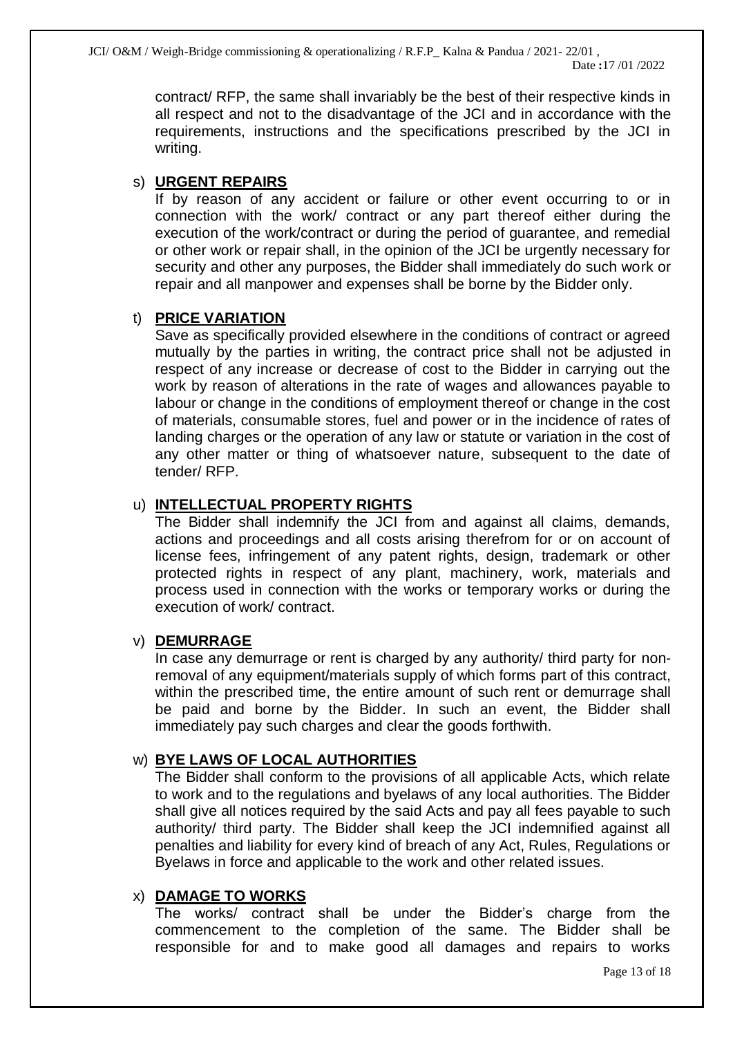contract/ RFP, the same shall invariably be the best of their respective kinds in all respect and not to the disadvantage of the JCI and in accordance with the requirements, instructions and the specifications prescribed by the JCI in writing.

s) **URGENT REPAIRS**

If by reason of any accident or failure or other event occurring to or in connection with the work/ contract or any part thereof either during the execution of the work/contract or during the period of guarantee, and remedial or other work or repair shall, in the opinion of the JCI be urgently necessary for security and other any purposes, the Bidder shall immediately do such work or repair and all manpower and expenses shall be borne by the Bidder only.

t) **PRICE VARIATION**

Save as specifically provided elsewhere in the conditions of contract or agreed mutually by the parties in writing, the contract price shall not be adjusted in respect of any increase or decrease of cost to the Bidder in carrying out the work by reason of alterations in the rate of wages and allowances payable to labour or change in the conditions of employment thereof or change in the cost of materials, consumable stores, fuel and power or in the incidence of rates of landing charges or the operation of any law or statute or variation in the cost of any other matter or thing of whatsoever nature, subsequent to the date of tender/ RFP.

u) **INTELLECTUAL PROPERTY RIGHTS**

The Bidder shall indemnify the JCI from and against all claims, demands, actions and proceedings and all costs arising therefrom for or on account of license fees, infringement of any patent rights, design, trademark or other protected rights in respect of any plant, machinery, work, materials and process used in connection with the works or temporary works or during the execution of work/ contract.

v) **DEMURRAGE**

In case any demurrage or rent is charged by any authority/ third party for non-removal of any equipment/materials supply of which forms part of this contract, within the prescribed time, the entire amount of such rent or demurrage shall be paid and borne by the Bidder. In such an event, the Bidder shall immediately pay such charges and clear the goods forthwith.

w) **BYE LAWS OF LOCAL AUTHORITIES**

The Bidder shall conform to the provisions of all applicable Acts, which relate to work and to the regulations and byelaws of any local authorities. The Bidder shall give all notices required by the said Acts and pay all fees payable to such authority/ third party. The Bidder shall keep the JCI indemnified against all penalties and liability for every kind of breach of any Act, Rules, Regulations or Byelaws in force and applicable to the work and other related issues.

x) **DAMAGE TO WORKS**

The works/ contract shall be under the Bidder's charge from the commencement to the completion of the same. The Bidder shall be responsible for and to make good all damages and repairs to works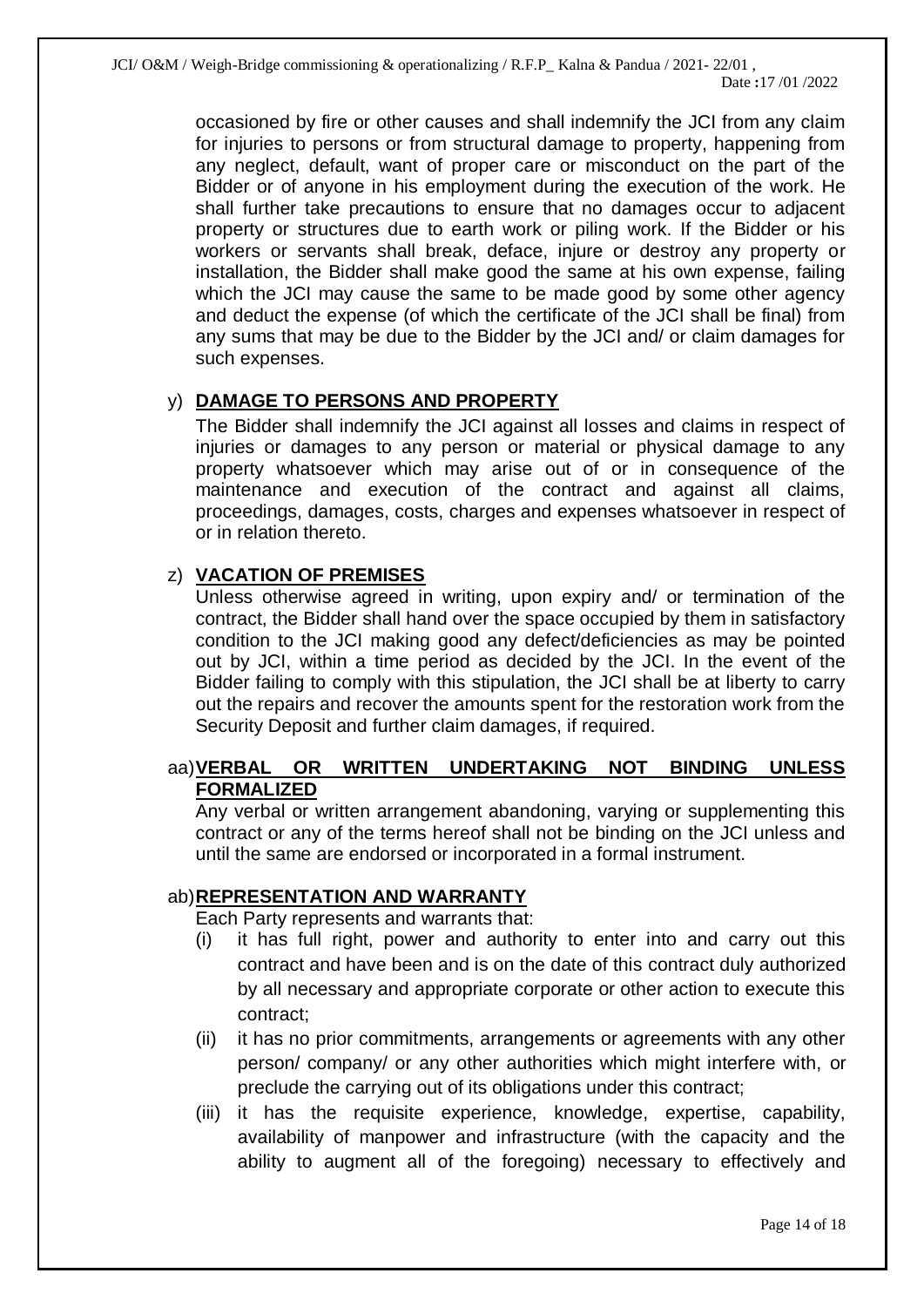occasioned by fire or other causes and shall indemnify the JCI from any claim for injuries to persons or from structural damage to property, happening from any neglect, default, want of proper care or misconduct on the part of the Bidder or of anyone in his employment during the execution of the work. He shall further take precautions to ensure that no damages occur to adjacent property or structures due to earth work or piling work. If the Bidder or his workers or servants shall break, deface, injure or destroy any property or installation, the Bidder shall make good the same at his own expense, failing which the JCI may cause the same to be made good by some other agency and deduct the expense (of which the certificate of the JCI shall be final) from any sums that may be due to the Bidder by the JCI and/ or claim damages for such expenses.

y) **DAMAGE TO PERSONS AND PROPERTY**

The Bidder shall indemnify the JCI against all losses and claims in respect of injuries or damages to any person or material or physical damage to any property whatsoever which may arise out of or in consequence of the maintenance and execution of the contract and against all claims, proceedings, damages, costs, charges and expenses whatsoever in respect of or in relation thereto.

z) **VACATION OF PREMISES**

Unless otherwise agreed in writing, upon expiry and/ or termination of the contract, the Bidder shall hand over the space occupied by them in satisfactory condition to the JCI making good any defect/deficiencies as may be pointed out by JCI, within a time period as decided by the JCI. In the event of the Bidder failing to comply with this stipulation, the JCI shall be at liberty to carry out the repairs and recover the amounts spent for the restoration work from the Security Deposit and further claim damages, if required.

aa) **VERBAL OR WRITTEN UNDERTAKING NOT BINDING UNLESS FORMALIZED**

Any verbal or written arrangement abandoning, varying or supplementing this contract or any of the terms hereof shall not be binding on the JCI unless and until the same are endorsed or incorporated in a formal instrument.

ab) **REPRESENTATION AND WARRANTY**

Each Party represents and warrants that:

(i) it has full right, power and authority to enter into and carry out this contract and have been and is on the date of this contract duly authorized by all necessary and appropriate corporate or other action to execute this contract;

(ii) it has no prior commitments, arrangements or agreements with any other person/ company/ or any other authorities which might interfere with, or preclude the carrying out of its obligations under this contract;

(iii) it has the requisite experience, knowledge, expertise, capability, availability of manpower and infrastructure (with the capacity and the ability to augment all of the foregoing) necessary to effectively and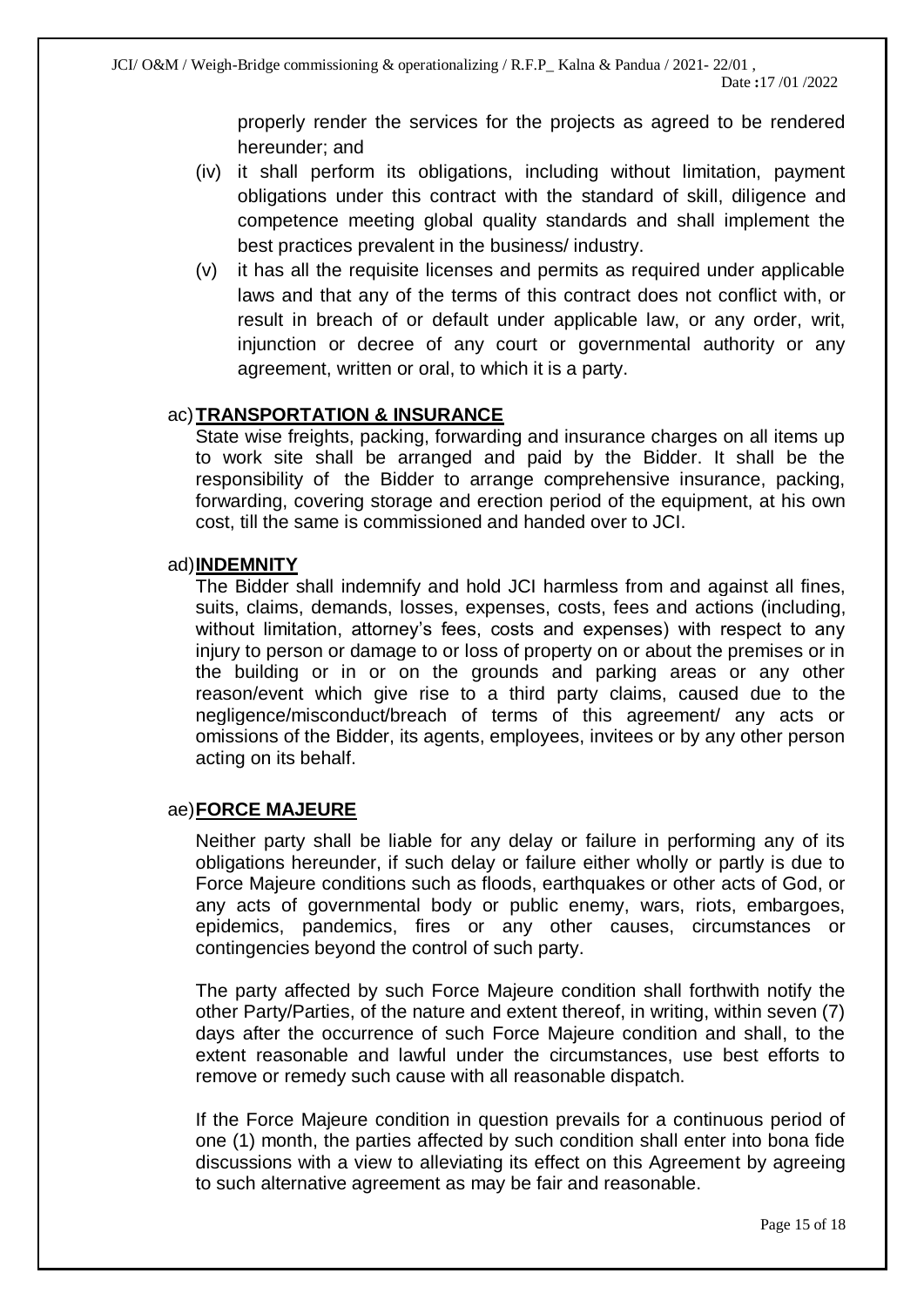properly render the services for the projects as agreed to be rendered hereunder; and

(iv) it shall perform its obligations, including without limitation, payment obligations under this contract with the standard of skill, diligence and competence meeting global quality standards and shall implement the best practices prevalent in the business/ industry.

(v) it has all the requisite licenses and permits as required under applicable laws and that any of the terms of this contract does not conflict with, or result in breach of or default under applicable law, or any order, writ, injunction or decree of any court or governmental authority or any agreement, written or oral, to which it is a party.

ac) **TRANSPORTATION & INSURANCE**

State wise freights, packing, forwarding and insurance charges on all items up to work site shall be arranged and paid by the Bidder. It shall be the responsibility of the Bidder to arrange comprehensive insurance, packing, forwarding, covering storage and erection period of the equipment, at his own cost, till the same is commissioned and handed over to JCI.

ad) **INDEMNITY**

The Bidder shall indemnify and hold JCI harmless from and against all fines, suits, claims, demands, losses, expenses, costs, fees and actions (including, without limitation, attorney's fees, costs and expenses) with respect to any injury to person or damage to or loss of property on or about the premises or in the building or in or on the grounds and parking areas or any other reason/event which give rise to a third party claims, caused due to the negligence/misconduct/breach of terms of this agreement/ any acts or omissions of the Bidder, its agents, employees, invitees or by any other person acting on its behalf.

ae) **FORCE MAJEURE**

Neither party shall be liable for any delay or failure in performing any of its obligations hereunder, if such delay or failure either wholly or partly is due to Force Majeure conditions such as floods, earthquakes or other acts of God, or any acts of governmental body or public enemy, wars, riots, embargoes, epidemics, pandemics, fires or any other causes, circumstances or contingencies beyond the control of such party.

The party affected by such Force Majeure condition shall forthwith notify the other Party/Parties, of the nature and extent thereof, in writing, within seven (7) days after the occurrence of such Force Majeure condition and shall, to the extent reasonable and lawful under the circumstances, use best efforts to remove or remedy such cause with all reasonable dispatch.

If the Force Majeure condition in question prevails for a continuous period of one (1) month, the parties affected by such condition shall enter into bona fide discussions with a view to alleviating its effect on this Agreement by agreeing to such alternative agreement as may be fair and reasonable.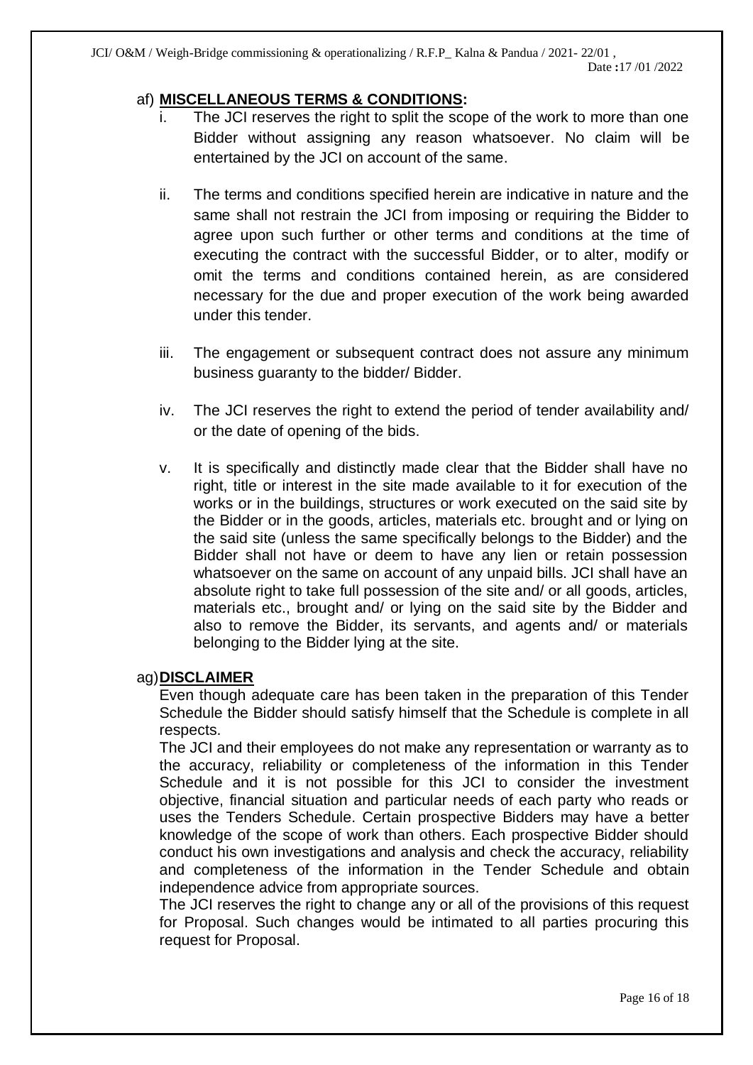af) **MISCELLANEOUS TERMS & CONDITIONS:**

i. The JCI reserves the right to split the scope of the work to more than one Bidder without assigning any reason whatsoever. No claim will be entertained by the JCI on account of the same.

ii. The terms and conditions specified herein are indicative in nature and the same shall not restrain the JCI from imposing or requiring the Bidder to agree upon such further or other terms and conditions at the time of executing the contract with the successful Bidder, or to alter, modify or omit the terms and conditions contained herein, as are considered necessary for the due and proper execution of the work being awarded under this tender.

iii. The engagement or subsequent contract does not assure any minimum business guaranty to the bidder/ Bidder.

iv. The JCI reserves the right to extend the period of tender availability and/ or the date of opening of the bids.

v. It is specifically and distinctly made clear that the Bidder shall have no right, title or interest in the site made available to it for execution of the works or in the buildings, structures or work executed on the said site by the Bidder or in the goods, articles, materials etc. brought and or lying on the said site (unless the same specifically belongs to the Bidder) and the Bidder shall not have or deem to have any lien or retain possession whatsoever on the same on account of any unpaid bills. JCI shall have an absolute right to take full possession of the site and/ or all goods, articles, materials etc., brought and/ or lying on the said site by the Bidder and also to remove the Bidder, its servants, and agents and/ or materials belonging to the Bidder lying at the site.

ag) **DISCLAIMER**

Even though adequate care has been taken in the preparation of this Tender Schedule the Bidder should satisfy himself that the Schedule is complete in all respects.

The JCI and their employees do not make any representation or warranty as to the accuracy, reliability or completeness of the information in this Tender Schedule and it is not possible for this JCI to consider the investment objective, financial situation and particular needs of each party who reads or uses the Tenders Schedule. Certain prospective Bidders may have a better knowledge of the scope of work than others. Each prospective Bidder should conduct his own investigations and analysis and check the accuracy, reliability and completeness of the information in the Tender Schedule and obtain independence advice from appropriate sources.

The JCI reserves the right to change any or all of the provisions of this request for Proposal. Such changes would be intimated to all parties procuring this request for Proposal.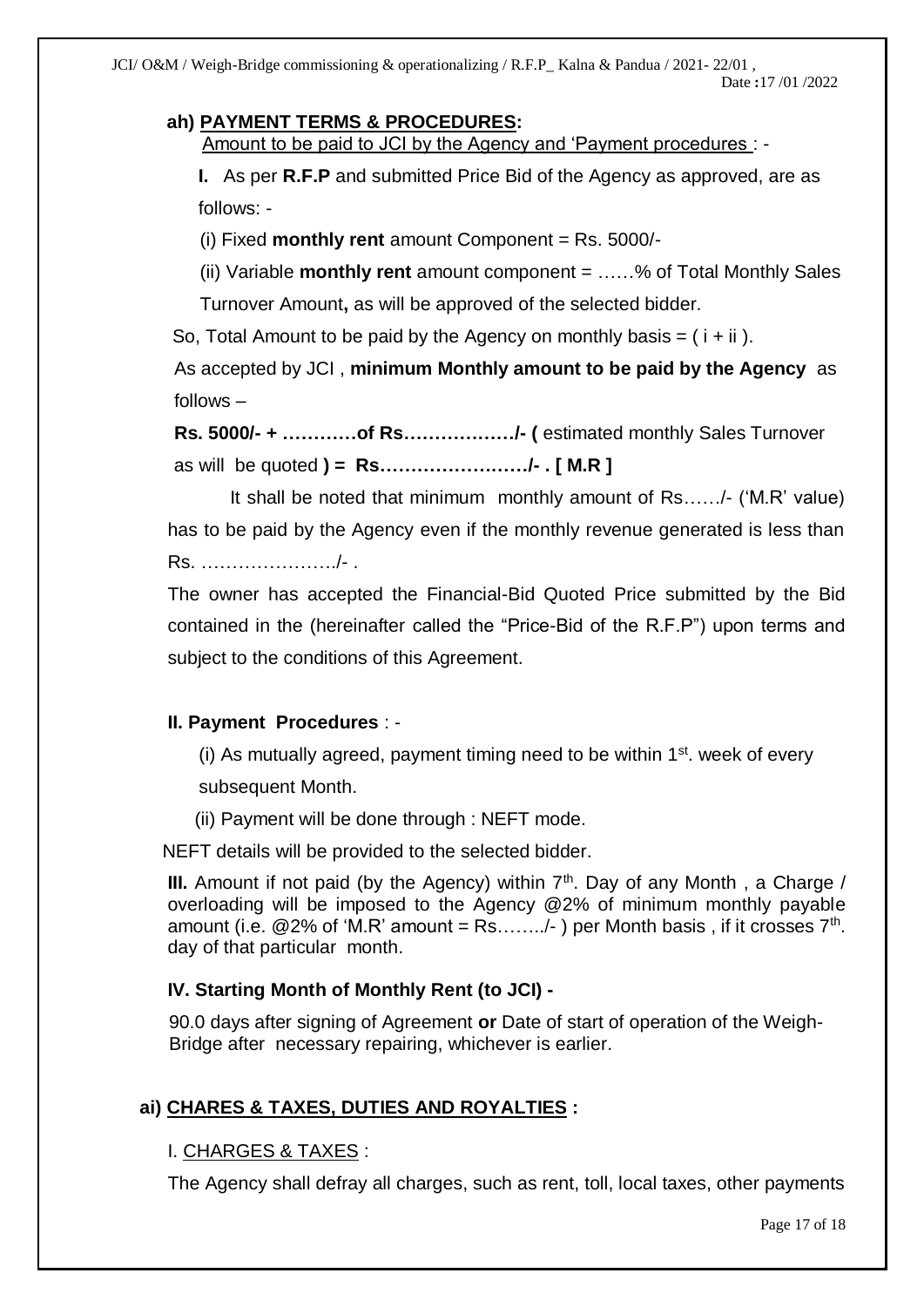**ah) PAYMENT TERMS & PROCEDURES:**

Amount to be paid to JCI by the Agency and 'Payment procedures : -

**I.** As per **R.F.P** and submitted Price Bid of the Agency as approved, are as follows: -

(i) Fixed **monthly rent** amount Component = Rs. 5000/-

(ii) Variable **monthly rent** amount component = ……% of Total Monthly Sales Turnover Amount**,** as will be approved of the selected bidder.

So, Total Amount to be paid by the Agency on monthly basis = ( i + ii ).

As accepted by JCI , **minimum Monthly amount to be paid by the Agency** as follows –

**Rs. 5000/- + …………of Rs………………/- (** estimated monthly Sales Turnover as will be quoted **) = Rs……………………/- . [ M.R ]**

It shall be noted that minimum monthly amount of Rs……/- ('M.R' value) has to be paid by the Agency even if the monthly revenue generated is less than Rs. …………………/- .

The owner has accepted the Financial-Bid Quoted Price submitted by the Bid contained in the (hereinafter called the "Price-Bid of the R.F.P") upon terms and subject to the conditions of this Agreement.

**II. Payment Procedures** : -

(i) As mutually agreed, payment timing need to be within 1st. week of every subsequent Month.

(ii) Payment will be done through : NEFT mode.

NEFT details will be provided to the selected bidder.

**III.** Amount if not paid (by the Agency) within 7th. Day of any Month , a Charge / overloading will be imposed to the Agency @2% of minimum monthly payable amount (i.e. @2% of 'M.R' amount = Rs……../- ) per Month basis , if it crosses 7th. day of that particular month.

**IV. Starting Month of Monthly Rent (to JCI) -**

90.0 days after signing of Agreement **or** Date of start of operation of the Weigh-Bridge after necessary repairing, whichever is earlier.

**ai) CHARES & TAXES, DUTIES AND ROYALTIES :**

I. CHARGES & TAXES :

The Agency shall defray all charges, such as rent, toll, local taxes, other payments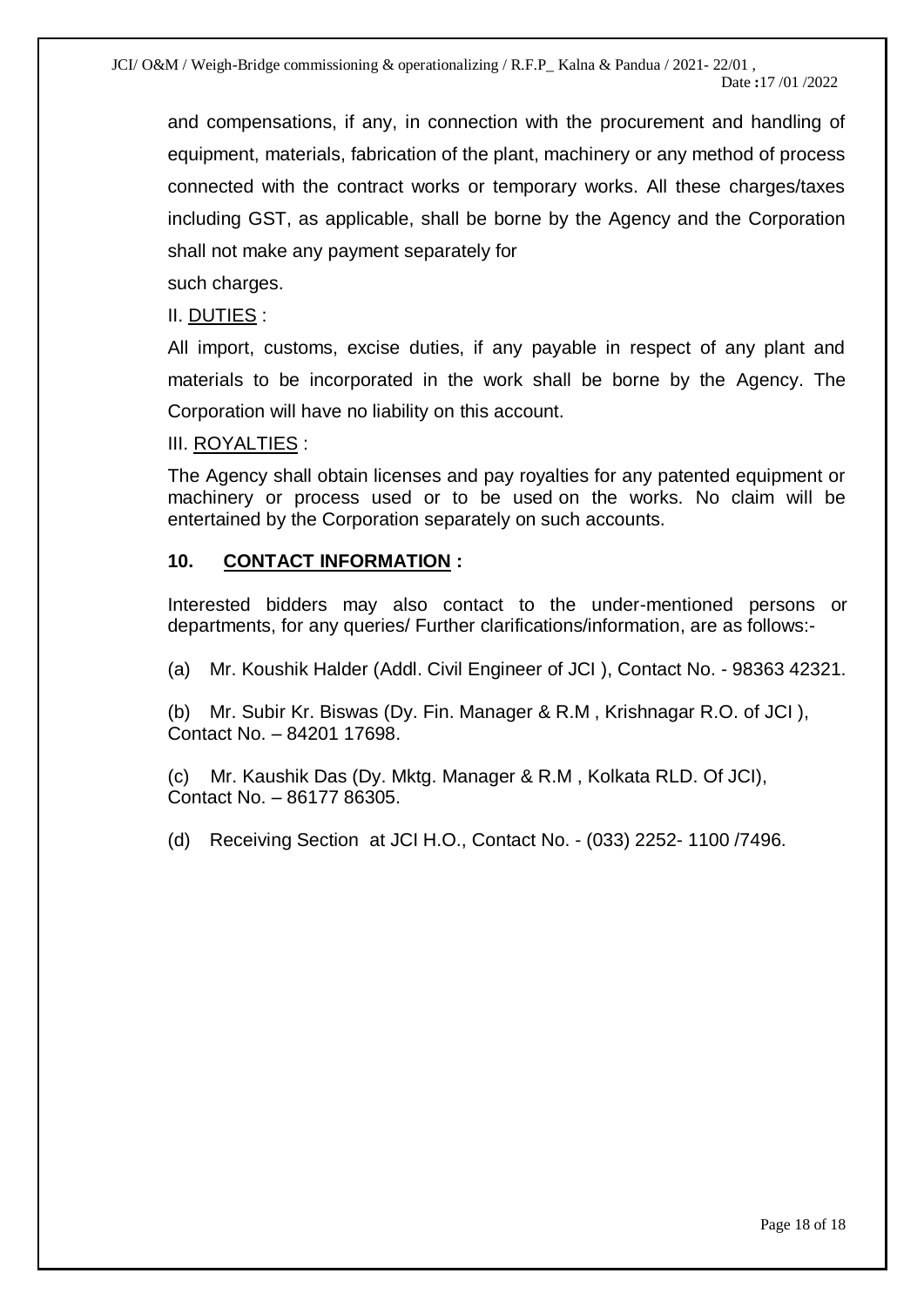and compensations, if any, in connection with the procurement and handling of equipment, materials, fabrication of the plant, machinery or any method of process connected with the contract works or temporary works. All these charges/taxes including GST, as applicable, shall be borne by the Agency and the Corporation shall not make any payment separately for such charges.

II. DUTIES :

All import, customs, excise duties, if any payable in respect of any plant and materials to be incorporated in the work shall be borne by the Agency. The Corporation will have no liability on this account.

III. ROYALTIES :

The Agency shall obtain licenses and pay royalties for any patented equipment or machinery or process used or to be used on the works. No claim will be entertained by the Corporation separately on such accounts.

## 10. CONTACT INFORMATION :

Interested bidders may also contact to the under-mentioned persons or departments, for any queries/ Further clarifications/information, are as follows:-

(a) Mr. Koushik Halder (Addl. Civil Engineer of JCI ), Contact No. - 98363 42321.

(b) Mr. Subir Kr. Biswas (Dy. Fin. Manager & R.M , Krishnagar R.O. of JCI ), Contact No. – 84201 17698.

(c) Mr. Kaushik Das (Dy. Mktg. Manager & R.M , Kolkata RLD. Of JCI), Contact No. – 86177 86305.

(d) Receiving Section at JCI H.O., Contact No. - (033) 2252- 1100 /7496.